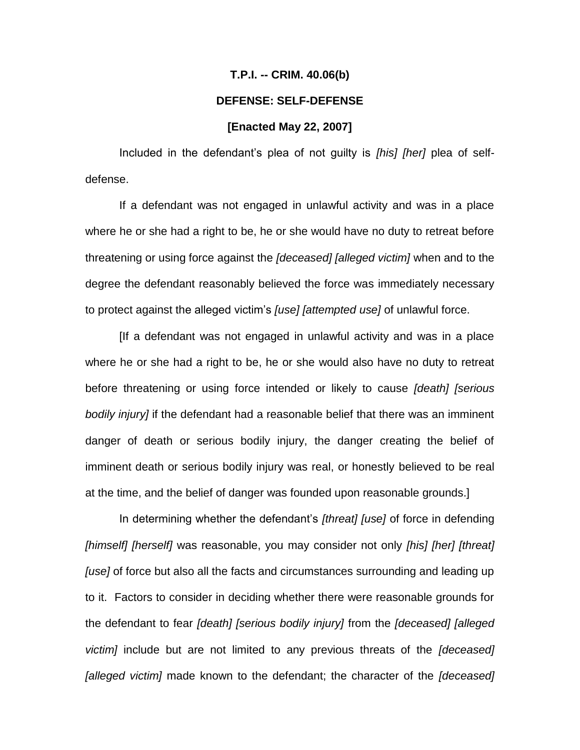**T.P.I. -- CRIM. 40.06(b)**

**DEFENSE: SELF-DEFENSE**

**[Enacted May 22, 2007]**

Included in the defendant's plea of not guilty is *[his] [her]* plea of self-defense.

If a defendant was not engaged in unlawful activity and was in a place where he or she had a right to be, he or she would have no duty to retreat before threatening or using force against the *[deceased] [alleged victim]* when and to the degree the defendant reasonably believed the force was immediately necessary to protect against the alleged victim's *[use] [attempted use]* of unlawful force.

[If a defendant was not engaged in unlawful activity and was in a place where he or she had a right to be, he or she would also have no duty to retreat before threatening or using force intended or likely to cause *[death] [serious bodily injury]* if the defendant had a reasonable belief that there was an imminent danger of death or serious bodily injury, the danger creating the belief of imminent death or serious bodily injury was real, or honestly believed to be real at the time, and the belief of danger was founded upon reasonable grounds.]

In determining whether the defendant's *[threat] [use]* of force in defending *[himself] [herself]* was reasonable, you may consider not only *[his] [her] [threat] [use]* of force but also all the facts and circumstances surrounding and leading up to it. Factors to consider in deciding whether there were reasonable grounds for the defendant to fear *[death] [serious bodily injury]* from the *[deceased] [alleged victim]* include but are not limited to any previous threats of the *[deceased] [alleged victim]* made known to the defendant; the character of the *[deceased]*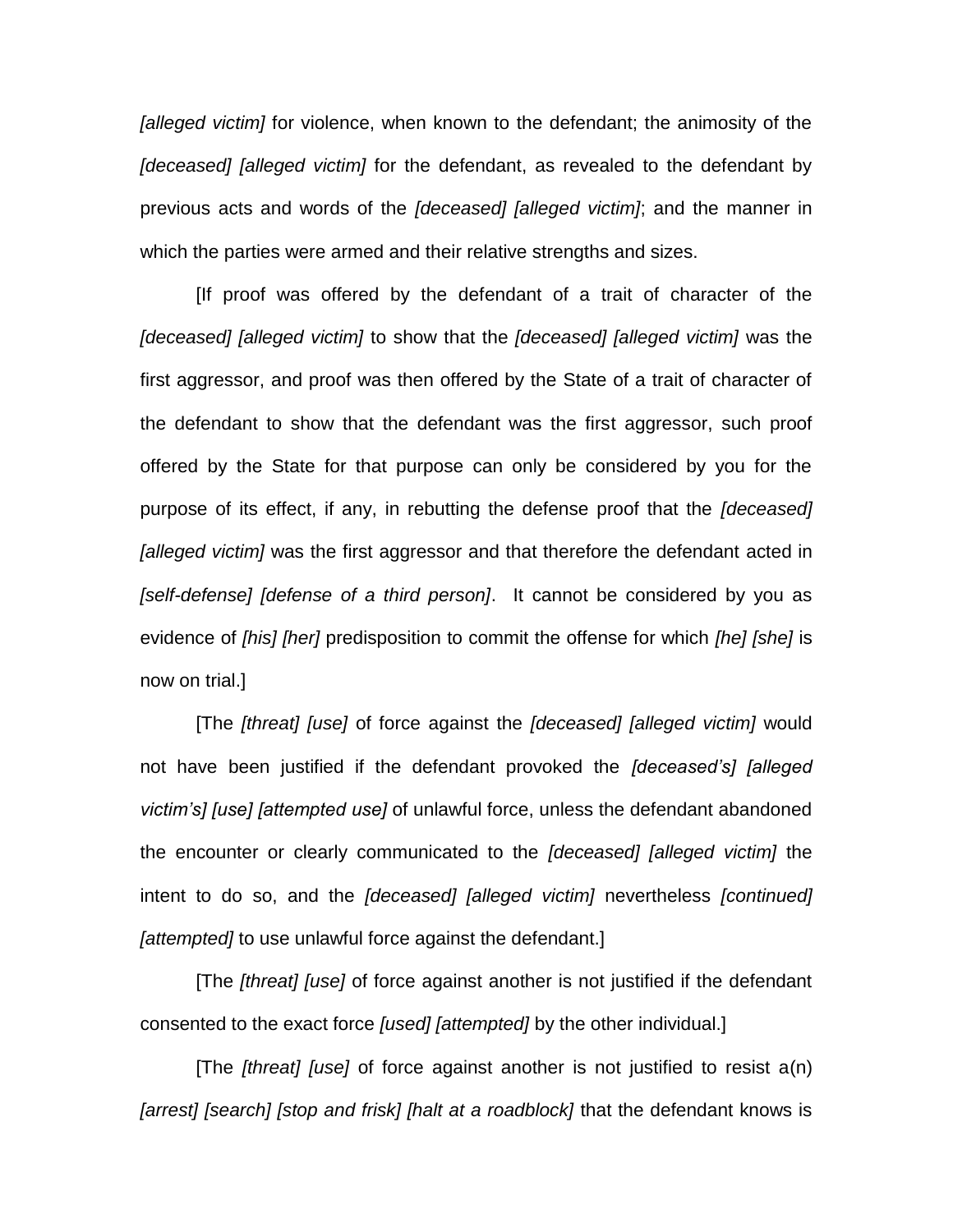*[alleged victim]* for violence, when known to the defendant; the animosity of the *[deceased] [alleged victim]* for the defendant, as revealed to the defendant by previous acts and words of the *[deceased] [alleged victim]*; and the manner in which the parties were armed and their relative strengths and sizes.

[If proof was offered by the defendant of a trait of character of the *[deceased] [alleged victim]* to show that the *[deceased] [alleged victim]* was the first aggressor, and proof was then offered by the State of a trait of character of the defendant to show that the defendant was the first aggressor, such proof offered by the State for that purpose can only be considered by you for the purpose of its effect, if any, in rebutting the defense proof that the *[deceased] [alleged victim]* was the first aggressor and that therefore the defendant acted in *[self-defense] [defense of a third person]*. It cannot be considered by you as evidence of *[his] [her]* predisposition to commit the offense for which *[he] [she]* is now on trial.]

[The *[threat] [use]* of force against the *[deceased] [alleged victim]* would not have been justified if the defendant provoked the *[deceased's] [alleged victim's] [use] [attempted use]* of unlawful force, unless the defendant abandoned the encounter or clearly communicated to the *[deceased] [alleged victim]* the intent to do so, and the *[deceased] [alleged victim]* nevertheless *[continued] [attempted]* to use unlawful force against the defendant.]

[The *[threat] [use]* of force against another is not justified if the defendant consented to the exact force *[used] [attempted]* by the other individual.]

[The *[threat] [use]* of force against another is not justified to resist a(n) *[arrest] [search] [stop and frisk] [halt at a roadblock]* that the defendant knows is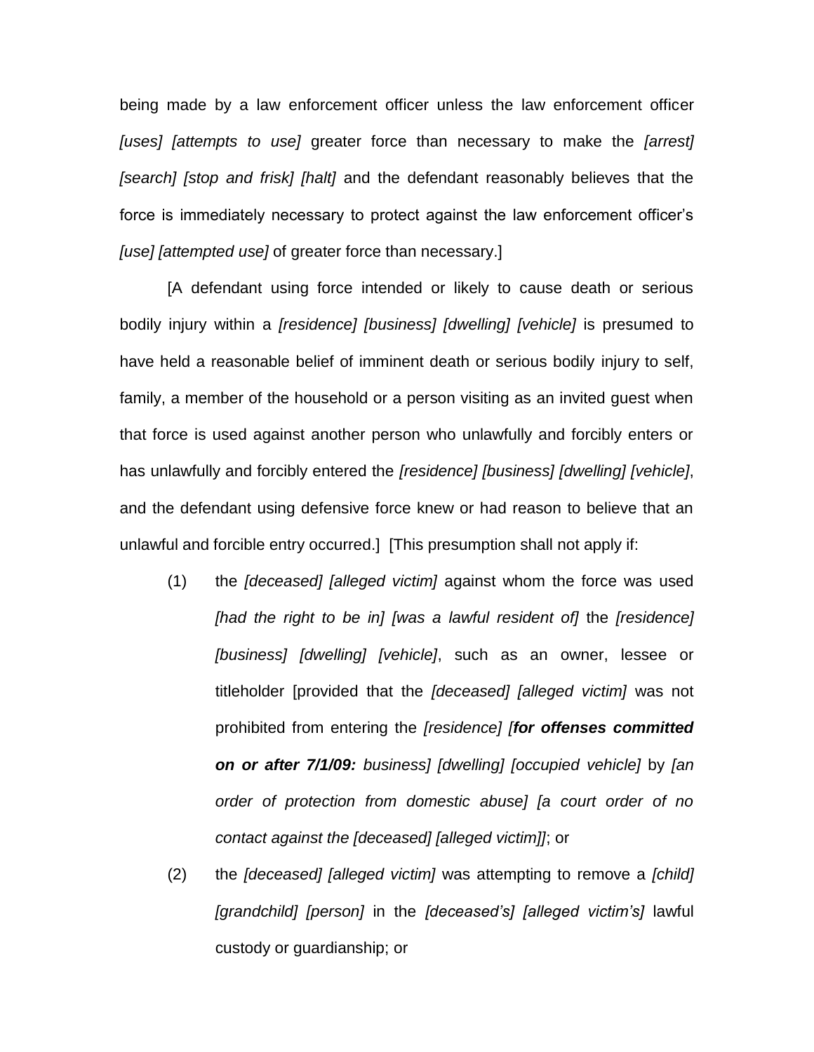being made by a law enforcement officer unless the law enforcement officer *[uses] [attempts to use]* greater force than necessary to make the *[arrest] [search] [stop and frisk] [halt]* and the defendant reasonably believes that the force is immediately necessary to protect against the law enforcement officer's *[use] [attempted use]* of greater force than necessary.]

[A defendant using force intended or likely to cause death or serious bodily injury within a *[residence] [business] [dwelling] [vehicle]* is presumed to have held a reasonable belief of imminent death or serious bodily injury to self, family, a member of the household or a person visiting as an invited guest when that force is used against another person who unlawfully and forcibly enters or has unlawfully and forcibly entered the *[residence] [business] [dwelling] [vehicle]*, and the defendant using defensive force knew or had reason to believe that an unlawful and forcible entry occurred.] [This presumption shall not apply if:

(1) the *[deceased] [alleged victim]* against whom the force was used *[had the right to be in] [was a lawful resident of]* the *[residence] [business] [dwelling] [vehicle]*, such as an owner, lessee or titleholder [provided that the *[deceased] [alleged victim]* was not prohibited from entering the *[residence] [**for offenses committed on or after 7/1/09:** business] [dwelling] [occupied vehicle]* by *[an order of protection from domestic abuse] [a court order of no contact against the [deceased] [alleged victim]]*]; or

(2) the *[deceased] [alleged victim]* was attempting to remove a *[child] [grandchild] [person]* in the *[deceased's] [alleged victim's]* lawful custody or guardianship; or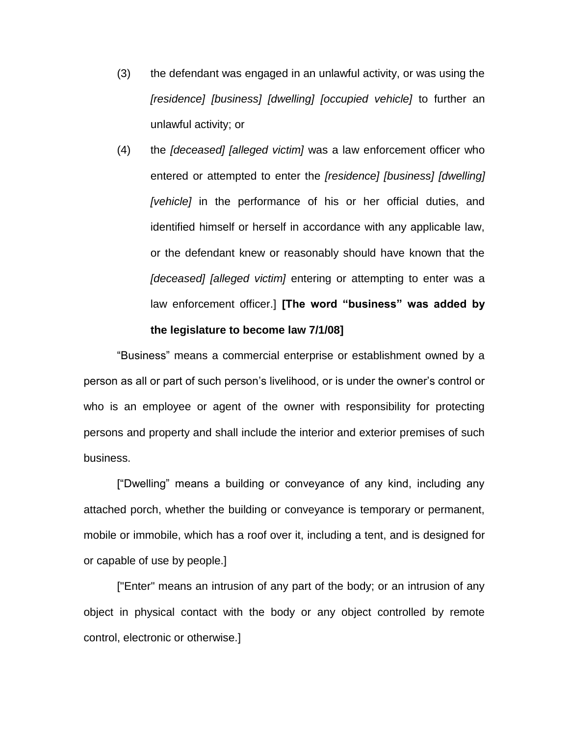(3) the defendant was engaged in an unlawful activity, or was using the *[residence] [business] [dwelling] [occupied vehicle]* to further an unlawful activity; or

(4) the *[deceased] [alleged victim]* was a law enforcement officer who entered or attempted to enter the *[residence] [business] [dwelling] [vehicle]* in the performance of his or her official duties, and identified himself or herself in accordance with any applicable law, or the defendant knew or reasonably should have known that the *[deceased] [alleged victim]* entering or attempting to enter was a law enforcement officer.] **[The word "business" was added by the legislature to become law 7/1/08]**

"Business" means a commercial enterprise or establishment owned by a person as all or part of such person's livelihood, or is under the owner's control or who is an employee or agent of the owner with responsibility for protecting persons and property and shall include the interior and exterior premises of such business.

["Dwelling" means a building or conveyance of any kind, including any attached porch, whether the building or conveyance is temporary or permanent, mobile or immobile, which has a roof over it, including a tent, and is designed for or capable of use by people.]

["Enter" means an intrusion of any part of the body; or an intrusion of any object in physical contact with the body or any object controlled by remote control, electronic or otherwise.]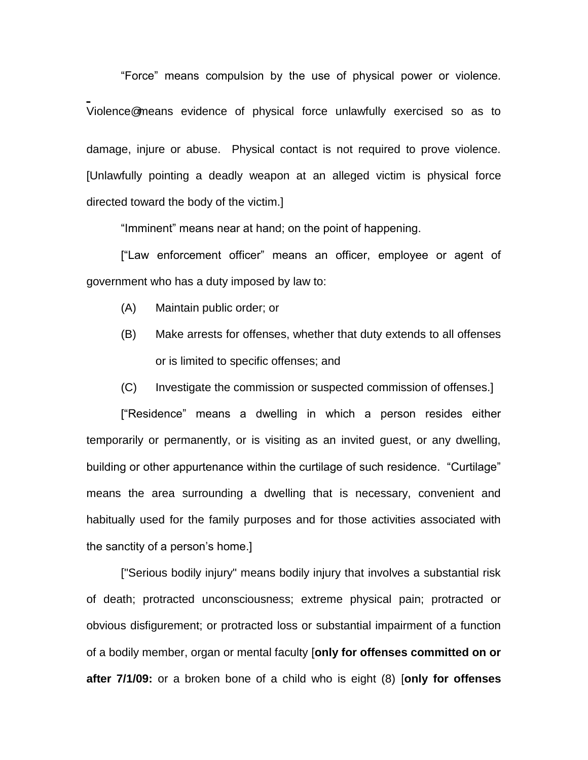"Force" means compulsion by the use of physical power or violence. Violence@means evidence of physical force unlawfully exercised so as to damage, injure or abuse. Physical contact is not required to prove violence. [Unlawfully pointing a deadly weapon at an alleged victim is physical force directed toward the body of the victim.]

"Imminent" means near at hand; on the point of happening.

["Law enforcement officer" means an officer, employee or agent of government who has a duty imposed by law to:

(A) Maintain public order; or

(B) Make arrests for offenses, whether that duty extends to all offenses or is limited to specific offenses; and

(C) Investigate the commission or suspected commission of offenses.]

["Residence" means a dwelling in which a person resides either temporarily or permanently, or is visiting as an invited guest, or any dwelling, building or other appurtenance within the curtilage of such residence. "Curtilage" means the area surrounding a dwelling that is necessary, convenient and habitually used for the family purposes and for those activities associated with the sanctity of a person's home.]

["Serious bodily injury" means bodily injury that involves a substantial risk of death; protracted unconsciousness; extreme physical pain; protracted or obvious disfigurement; or protracted loss or substantial impairment of a function of a bodily member, organ or mental faculty [**only for offenses committed on or after 7/1/09:** or a broken bone of a child who is eight (8) [**only for offenses**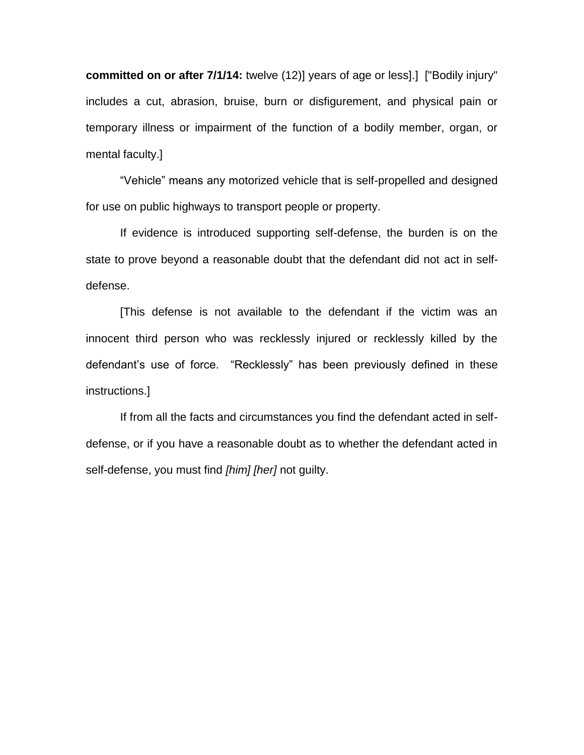**committed on or after 7/1/14:** twelve (12)] years of age or less].] ["Bodily injury" includes a cut, abrasion, bruise, burn or disfigurement, and physical pain or temporary illness or impairment of the function of a bodily member, organ, or mental faculty.]

"Vehicle" means any motorized vehicle that is self-propelled and designed for use on public highways to transport people or property.

If evidence is introduced supporting self-defense, the burden is on the state to prove beyond a reasonable doubt that the defendant did not act in self-defense.

[This defense is not available to the defendant if the victim was an innocent third person who was recklessly injured or recklessly killed by the defendant's use of force. "Recklessly" has been previously defined in these instructions.]

If from all the facts and circumstances you find the defendant acted in self-defense, or if you have a reasonable doubt as to whether the defendant acted in self-defense, you must find *[him] [her]* not guilty.